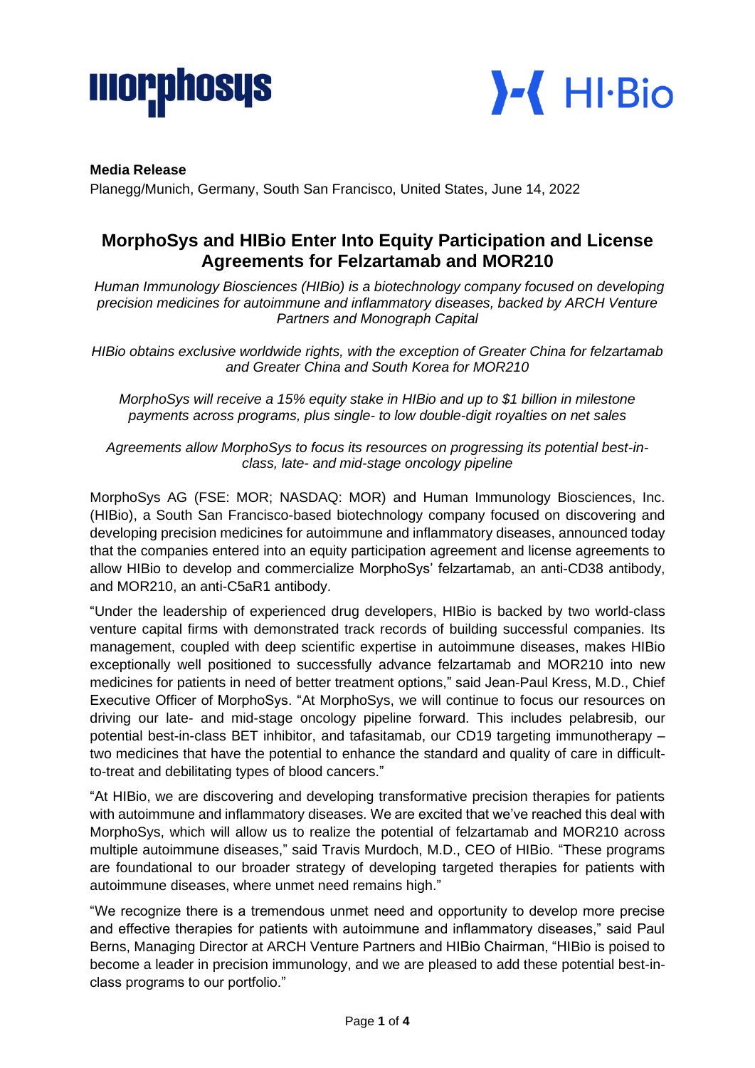**Media Release**

Planegg/Munich, Germany, South San Francisco, United States, June 14, 2022

# MorphoSys and HIBio Enter Into Equity Participation and License Agreements for Felzartamab and MOR210

*Human Immunology Biosciences (HIBio) is a biotechnology company focused on developing precision medicines for autoimmune and inflammatory diseases, backed by ARCH Venture Partners and Monograph Capital*

*HIBio obtains exclusive worldwide rights, with the exception of Greater China for felzartamab and Greater China and South Korea for MOR210*

*MorphoSys will receive a 15% equity stake in HIBio and up to $1 billion in milestone payments across programs, plus single- to low double-digit royalties on net sales*

*Agreements allow MorphoSys to focus its resources on progressing its potential best-in-class, late- and mid-stage oncology pipeline*

MorphoSys AG (FSE: MOR; NASDAQ: MOR) and Human Immunology Biosciences, Inc. (HIBio), a South San Francisco-based biotechnology company focused on discovering and developing precision medicines for autoimmune and inflammatory diseases, announced today that the companies entered into an equity participation agreement and license agreements to allow HIBio to develop and commercialize MorphoSys' felzartamab, an anti-CD38 antibody, and MOR210, an anti-C5aR1 antibody.

"Under the leadership of experienced drug developers, HIBio is backed by two world-class venture capital firms with demonstrated track records of building successful companies. Its management, coupled with deep scientific expertise in autoimmune diseases, makes HIBio exceptionally well positioned to successfully advance felzartamab and MOR210 into new medicines for patients in need of better treatment options," said Jean-Paul Kress, M.D., Chief Executive Officer of MorphoSys. "At MorphoSys, we will continue to focus our resources on driving our late- and mid-stage oncology pipeline forward. This includes pelabresib, our potential best-in-class BET inhibitor, and tafasitamab, our CD19 targeting immunotherapy – two medicines that have the potential to enhance the standard and quality of care in difficult-to-treat and debilitating types of blood cancers."

"At HIBio, we are discovering and developing transformative precision therapies for patients with autoimmune and inflammatory diseases. We are excited that we've reached this deal with MorphoSys, which will allow us to realize the potential of felzartamab and MOR210 across multiple autoimmune diseases," said Travis Murdoch, M.D., CEO of HIBio. "These programs are foundational to our broader strategy of developing targeted therapies for patients with autoimmune diseases, where unmet need remains high."

"We recognize there is a tremendous unmet need and opportunity to develop more precise and effective therapies for patients with autoimmune and inflammatory diseases," said Paul Berns, Managing Director at ARCH Venture Partners and HIBio Chairman, "HIBio is poised to become a leader in precision immunology, and we are pleased to add these potential best-in-class programs to our portfolio."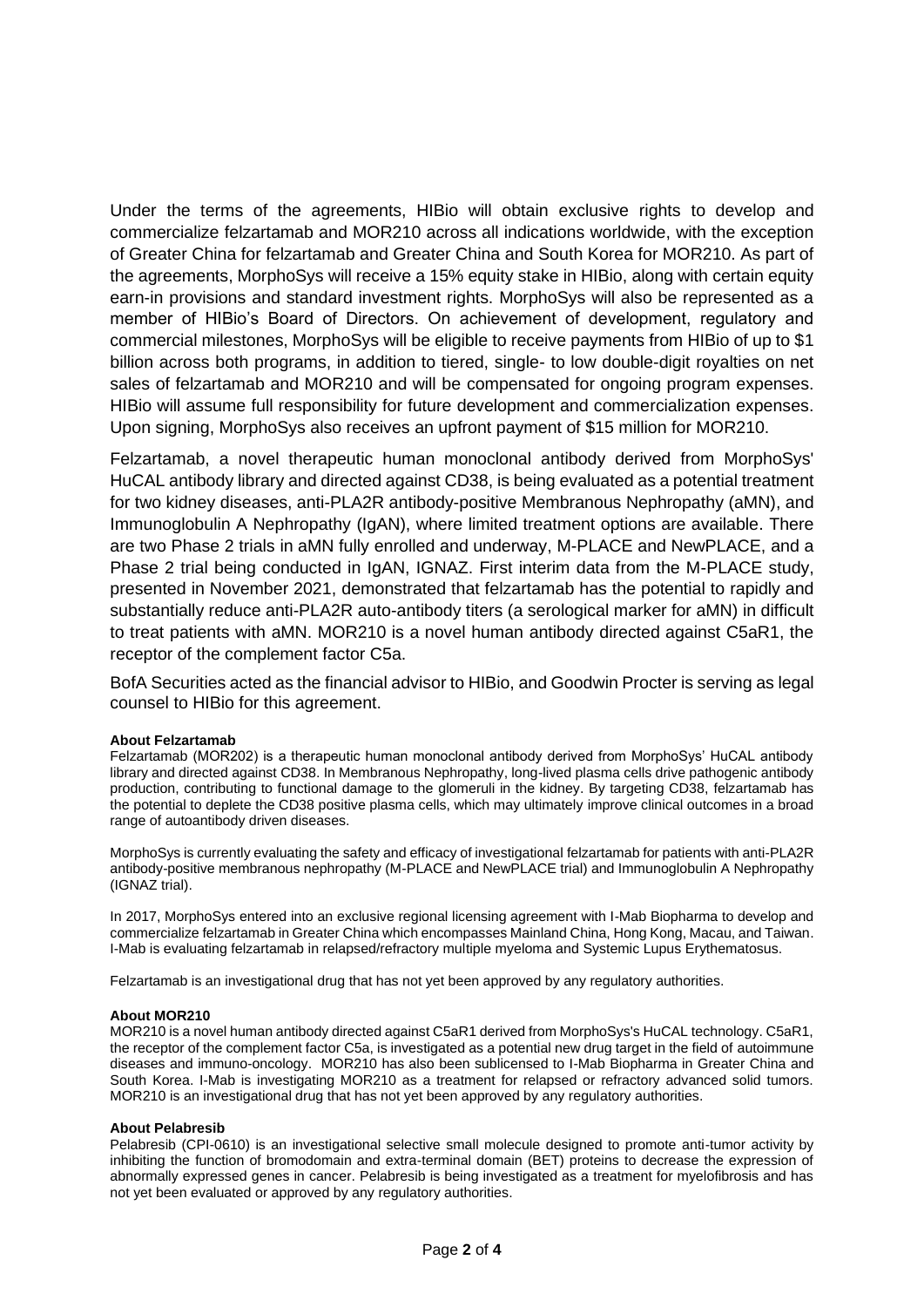Under the terms of the agreements, HIBio will obtain exclusive rights to develop and commercialize felzartamab and MOR210 across all indications worldwide, with the exception of Greater China for felzartamab and Greater China and South Korea for MOR210. As part of the agreements, MorphoSys will receive a 15% equity stake in HIBio, along with certain equity earn-in provisions and standard investment rights. MorphoSys will also be represented as a member of HIBio's Board of Directors. On achievement of development, regulatory and commercial milestones, MorphoSys will be eligible to receive payments from HIBio of up to $1 billion across both programs, in addition to tiered, single- to low double-digit royalties on net sales of felzartamab and MOR210 and will be compensated for ongoing program expenses. HIBio will assume full responsibility for future development and commercialization expenses. Upon signing, MorphoSys also receives an upfront payment of $15 million for MOR210.

Felzartamab, a novel therapeutic human monoclonal antibody derived from MorphoSys' HuCAL antibody library and directed against CD38, is being evaluated as a potential treatment for two kidney diseases, anti-PLA2R antibody-positive Membranous Nephropathy (aMN), and Immunoglobulin A Nephropathy (IgAN), where limited treatment options are available. There are two Phase 2 trials in aMN fully enrolled and underway, M-PLACE and NewPLACE, and a Phase 2 trial being conducted in IgAN, IGNAZ. First interim data from the M-PLACE study, presented in November 2021, demonstrated that felzartamab has the potential to rapidly and substantially reduce anti-PLA2R auto-antibody titers (a serological marker for aMN) in difficult to treat patients with aMN. MOR210 is a novel human antibody directed against C5aR1, the receptor of the complement factor C5a.

BofA Securities acted as the financial advisor to HIBio, and Goodwin Procter is serving as legal counsel to HIBio for this agreement.

**About Felzartamab**

Felzartamab (MOR202) is a therapeutic human monoclonal antibody derived from MorphoSys' HuCAL antibody library and directed against CD38. In Membranous Nephropathy, long-lived plasma cells drive pathogenic antibody production, contributing to functional damage to the glomeruli in the kidney. By targeting CD38, felzartamab has the potential to deplete the CD38 positive plasma cells, which may ultimately improve clinical outcomes in a broad range of autoantibody driven diseases.

MorphoSys is currently evaluating the safety and efficacy of investigational felzartamab for patients with anti-PLA2R antibody-positive membranous nephropathy (M-PLACE and NewPLACE trial) and Immunoglobulin A Nephropathy (IGNAZ trial).

In 2017, MorphoSys entered into an exclusive regional licensing agreement with I-Mab Biopharma to develop and commercialize felzartamab in Greater China which encompasses Mainland China, Hong Kong, Macau, and Taiwan. I-Mab is evaluating felzartamab in relapsed/refractory multiple myeloma and Systemic Lupus Erythematosus.

Felzartamab is an investigational drug that has not yet been approved by any regulatory authorities.

**About MOR210**

MOR210 is a novel human antibody directed against C5aR1 derived from MorphoSys's HuCAL technology. C5aR1, the receptor of the complement factor C5a, is investigated as a potential new drug target in the field of autoimmune diseases and immuno-oncology. MOR210 has also been sublicensed to I-Mab Biopharma in Greater China and South Korea. I-Mab is investigating MOR210 as a treatment for relapsed or refractory advanced solid tumors. MOR210 is an investigational drug that has not yet been approved by any regulatory authorities.

**About Pelabresib**

Pelabresib (CPI-0610) is an investigational selective small molecule designed to promote anti-tumor activity by inhibiting the function of bromodomain and extra-terminal domain (BET) proteins to decrease the expression of abnormally expressed genes in cancer. Pelabresib is being investigated as a treatment for myelofibrosis and has not yet been evaluated or approved by any regulatory authorities.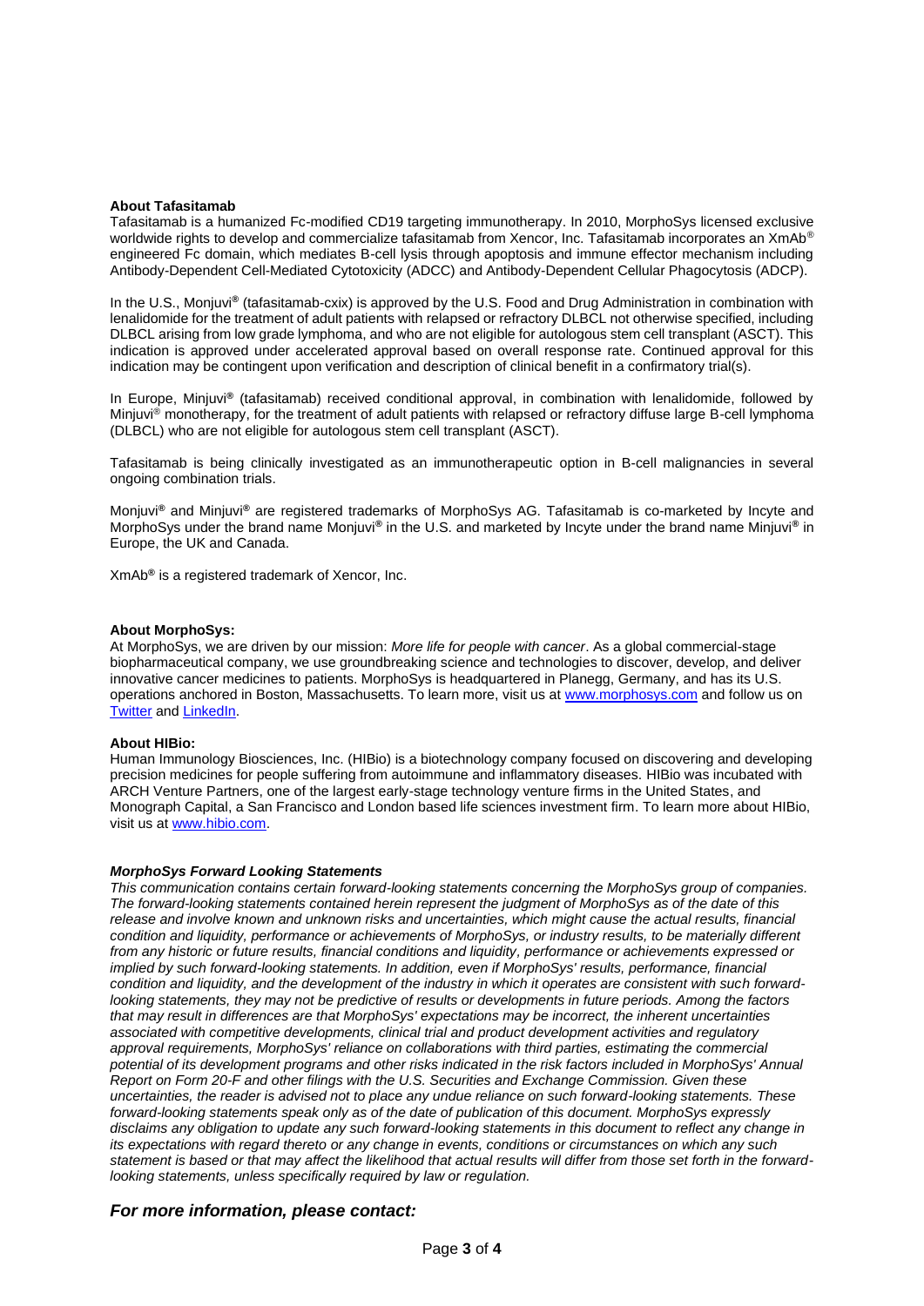**About Tafasitamab**

Tafasitamab is a humanized Fc-modified CD19 targeting immunotherapy. In 2010, MorphoSys licensed exclusive worldwide rights to develop and commercialize tafasitamab from Xencor, Inc. Tafasitamab incorporates an XmAb® engineered Fc domain, which mediates B-cell lysis through apoptosis and immune effector mechanism including Antibody-Dependent Cell-Mediated Cytotoxicity (ADCC) and Antibody-Dependent Cellular Phagocytosis (ADCP).

In the U.S., Monjuvi® (tafasitamab-cxix) is approved by the U.S. Food and Drug Administration in combination with lenalidomide for the treatment of adult patients with relapsed or refractory DLBCL not otherwise specified, including DLBCL arising from low grade lymphoma, and who are not eligible for autologous stem cell transplant (ASCT). This indication is approved under accelerated approval based on overall response rate. Continued approval for this indication may be contingent upon verification and description of clinical benefit in a confirmatory trial(s).

In Europe, Minjuvi® (tafasitamab) received conditional approval, in combination with lenalidomide, followed by Minjuvi® monotherapy, for the treatment of adult patients with relapsed or refractory diffuse large B-cell lymphoma (DLBCL) who are not eligible for autologous stem cell transplant (ASCT).

Tafasitamab is being clinically investigated as an immunotherapeutic option in B-cell malignancies in several ongoing combination trials.

Monjuvi® and Minjuvi® are registered trademarks of MorphoSys AG. Tafasitamab is co-marketed by Incyte and MorphoSys under the brand name Monjuvi® in the U.S. and marketed by Incyte under the brand name Minjuvi® in Europe, the UK and Canada.

XmAb® is a registered trademark of Xencor, Inc.

**About MorphoSys:**

At MorphoSys, we are driven by our mission: *More life for people with cancer*. As a global commercial-stage biopharmaceutical company, we use groundbreaking science and technologies to discover, develop, and deliver innovative cancer medicines to patients. MorphoSys is headquartered in Planegg, Germany, and has its U.S. operations anchored in Boston, Massachusetts. To learn more, visit us at www.morphosys.com and follow us on Twitter and LinkedIn.

**About HIBio:**

Human Immunology Biosciences, Inc. (HIBio) is a biotechnology company focused on discovering and developing precision medicines for people suffering from autoimmune and inflammatory diseases. HIBio was incubated with ARCH Venture Partners, one of the largest early-stage technology venture firms in the United States, and Monograph Capital, a San Francisco and London based life sciences investment firm. To learn more about HIBio, visit us at www.hibio.com.

***MorphoSys Forward Looking Statements***

*This communication contains certain forward-looking statements concerning the MorphoSys group of companies. The forward-looking statements contained herein represent the judgment of MorphoSys as of the date of this release and involve known and unknown risks and uncertainties, which might cause the actual results, financial condition and liquidity, performance or achievements of MorphoSys, or industry results, to be materially different from any historic or future results, financial conditions and liquidity, performance or achievements expressed or implied by such forward-looking statements. In addition, even if MorphoSys' results, performance, financial condition and liquidity, and the development of the industry in which it operates are consistent with such forward-looking statements, they may not be predictive of results or developments in future periods. Among the factors that may result in differences are that MorphoSys' expectations may be incorrect, the inherent uncertainties associated with competitive developments, clinical trial and product development activities and regulatory approval requirements, MorphoSys' reliance on collaborations with third parties, estimating the commercial potential of its development programs and other risks indicated in the risk factors included in MorphoSys' Annual Report on Form 20-F and other filings with the U.S. Securities and Exchange Commission. Given these uncertainties, the reader is advised not to place any undue reliance on such forward-looking statements. These forward-looking statements speak only as of the date of publication of this document. MorphoSys expressly disclaims any obligation to update any such forward-looking statements in this document to reflect any change in its expectations with regard thereto or any change in events, conditions or circumstances on which any such statement is based or that may affect the likelihood that actual results will differ from those set forth in the forward-looking statements, unless specifically required by law or regulation.*

## *For more information, please contact:*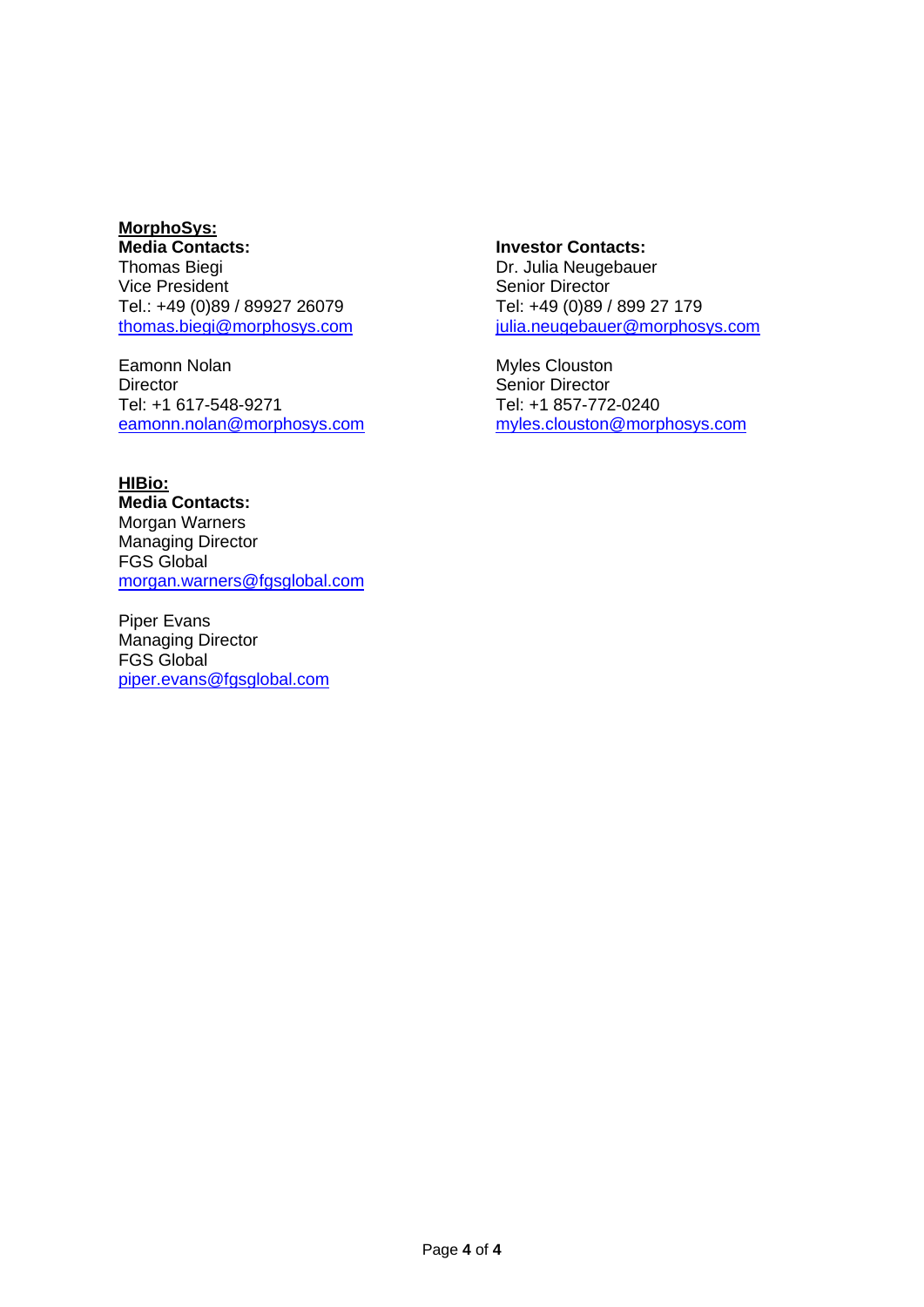**MorphoSys:**

**Media Contacts:**

Thomas Biegi
Vice President
Tel.: +49 (0)89 / 89927 26079
thomas.biegi@morphosys.com

Eamonn Nolan
Director
Tel: +1 617-548-9271
eamonn.nolan@morphosys.com

**Investor Contacts:**

Dr. Julia Neugebauer
Senior Director
Tel: +49 (0)89 / 899 27 179
julia.neugebauer@morphosys.com

Myles Clouston
Senior Director
Tel: +1 857-772-0240
myles.clouston@morphosys.com

**HIBio:**

**Media Contacts:**

Morgan Warners
Managing Director
FGS Global
morgan.warners@fgsglobal.com

Piper Evans
Managing Director
FGS Global
piper.evans@fgsglobal.com